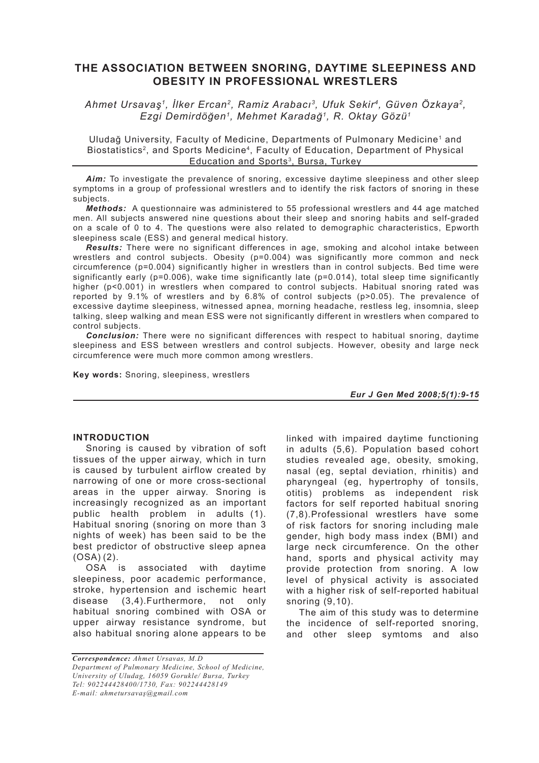# THE ASSOCIATION BETWEEN SNORING, DAYTIME SLEEPINESS AND OBESITY IN PROFESSIONAL WRESTLERS

*Ahmet Ursavaş[1], İlker Ercan[2], Ramiz Arabacı[3], Ufuk Sekir[4], Güven Özkaya[2], Ezgi Demirdöğen[1], Mehmet Karadağ[1], R. Oktay Gözü[1]*

Uludağ University, Faculty of Medicine, Departments of Pulmonary Medicine[1] and Biostatistics[2], and Sports Medicine[4], Faculty of Education, Department of Physical Education and Sports[3], Bursa, Turkey

***Aim:*** To investigate the prevalence of snoring, excessive daytime sleepiness and other sleep symptoms in a group of professional wrestlers and to identify the risk factors of snoring in these subjects.

***Methods:*** A questionnaire was administered to 55 professional wrestlers and 44 age matched men. All subjects answered nine questions about their sleep and snoring habits and self-graded on a scale of 0 to 4. The questions were also related to demographic characteristics, Epworth sleepiness scale (ESS) and general medical history.

***Results:*** There were no significant differences in age, smoking and alcohol intake between wrestlers and control subjects. Obesity ($p=0.004$) was significantly more common and neck circumference ($p=0.004$) significantly higher in wrestlers than in control subjects. Bed time were significantly early ($p=0.006$), wake time significantly late ($p=0.014$), total sleep time significantly higher ($p<0.001$) in wrestlers when compared to control subjects. Habitual snoring rated was reported by 9.1% of wrestlers and by 6.8% of control subjects ($p>0.05$). The prevalence of excessive daytime sleepiness, witnessed apnea, morning headache, restless leg, insomnia, sleep talking, sleep walking and mean ESS were not significantly different in wrestlers when compared to control subjects.

***Conclusion:*** There were no significant differences with respect to habitual snoring, daytime sleepiness and ESS between wrestlers and control subjects. However, obesity and large neck circumference were much more common among wrestlers.

**Key words:** Snoring, sleepiness, wrestlers

## INTRODUCTION

Snoring is caused by vibration of soft tissues of the upper airway, which in turn is caused by turbulent airflow created by narrowing of one or more cross-sectional areas in the upper airway. Snoring is increasingly recognized as an important public health problem in adults (1). Habitual snoring (snoring on more than 3 nights of week) has been said to be the best predictor of obstructive sleep apnea (OSA) (2).

OSA is associated with daytime sleepiness, poor academic performance, stroke, hypertension and ischemic heart disease (3,4).Furthermore, not only habitual snoring combined with OSA or upper airway resistance syndrome, but also habitual snoring alone appears to be linked with impaired daytime functioning in adults (5,6). Population based cohort studies revealed age, obesity, smoking, nasal (eg, septal deviation, rhinitis) and pharyngeal (eg, hypertrophy of tonsils, otitis) problems as independent risk factors for self reported habitual snoring (7,8).Professional wrestlers have some of risk factors for snoring including male gender, high body mass index (BMI) and large neck circumference. On the other hand, sports and physical activity may provide protection from snoring. A low level of physical activity is associated with a higher risk of self-reported habitual snoring (9,10).

The aim of this study was to determine the incidence of self-reported snoring, and other sleep symtoms and also

*Correspondence: Ahmet Ursavas, M.D*
*Department of Pulmonary Medicine, School of Medicine, University of Uludag, 16059 Gorukle/ Bursa, Turkey*
*Tel: 902244428400/1730, Fax: 902244428149*
*E-mail: ahmetursavaş@gmail.com*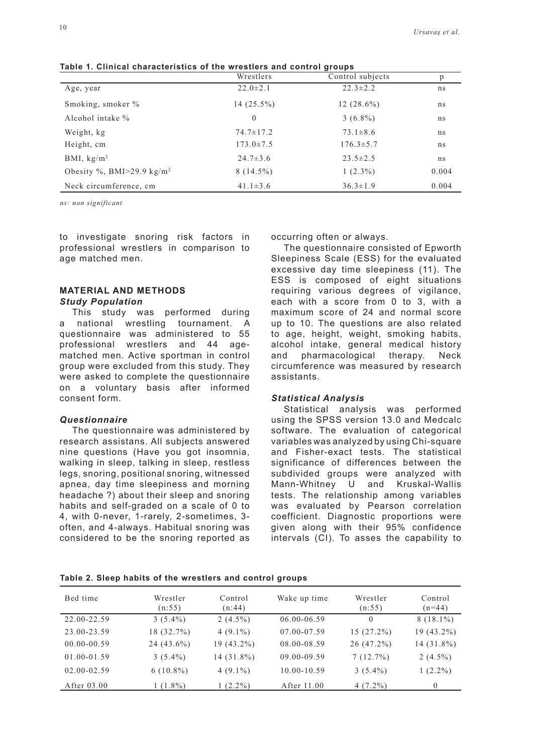**Table 1. Clinical characteristics of the wrestlers and control groups**

| | Wrestlers | Control subjects | p |
|---|---|---|---|
| Age, year | 22.0±2.1 | 22.3±2.2 | ns |
| Smoking, smoker % | 14 (25.5%) | 12 (28.6%) | ns |
| Alcohol intake % | 0 | 3 (6.8%) | ns |
| Weight, kg | 74.7±17.2 | 73.1±8.6 | ns |
| Height, cm | 173.0±7.5 | 176.3±5.7 | ns |
| BMI, kg/m$^2$ | 24.7±3.6 | 23.5±2.5 | ns |
| Obesity %, BMI>29.9 kg/m$^2$ | 8 (14.5%) | 1 (2.3%) | 0.004 |
| Neck circumference, cm | 41.1±3.6 | 36.3±1.9 | 0.004 |

*ns: non significant*

to investigate snoring risk factors in professional wrestlers in comparison to age matched men.

## MATERIAL AND METHODS

### *Study Population*

This study was performed during a national wrestling tournament. A questionnaire was administered to 55 professional wrestlers and 44 age-matched men. Active sportman in control group were excluded from this study. They were asked to complete the questionnaire on a voluntary basis after informed consent form.

### *Questionnaire*

The questionnaire was administered by research assistans. All subjects answered nine questions (Have you got insomnia, walking in sleep, talking in sleep, restless legs, snoring, positional snoring, witnessed apnea, day time sleepiness and morning headache ?) about their sleep and snoring habits and self-graded on a scale of 0 to 4, with 0-never, 1-rarely, 2-sometimes, 3-often, and 4-always. Habitual snoring was considered to be the snoring reported as occurring often or always.

The questionnaire consisted of Epworth Sleepiness Scale (ESS) for the evaluated excessive day time sleepiness (11). The ESS is composed of eight situations requiring various degrees of vigilance, each with a score from 0 to 3, with a maximum score of 24 and normal score up to 10. The questions are also related to age, height, weight, smoking habits, alcohol intake, general medical history and pharmacological therapy. Neck circumference was measured by research assistants.

### *Statistical Analysis*

Statistical analysis was performed using the SPSS version 13.0 and Medcalc software. The evaluation of categorical variables was analyzed by using Chi-square and Fisher-exact tests. The statistical significance of differences between the subdivided groups were analyzed with Mann-Whitney U and Kruskal-Wallis tests. The relationship among variables was evaluated by Pearson correlation coefficient. Diagnostic proportions were given along with their 95% confidence intervals (CI). To asses the capability to

**Table 2. Sleep habits of the wrestlers and control groups**

| Bed time | Wrestler (n:55) | Control (n:44) | Wake up time | Wrestler (n:55) | Control (n=44) |
|---|---|---|---|---|---|
| 22.00-22.59 | 3 (5.4%) | 2 (4.5%) | 06.00-06.59 | 0 | 8 (18.1%) |
| 23.00-23.59 | 18 (32.7%) | 4 (9.1%) | 07.00-07.59 | 15 (27.2%) | 19 (43.2%) |
| 00.00-00.59 | 24 (43.6%) | 19 (43.2%) | 08.00-08.59 | 26 (47.2%) | 14 (31.8%) |
| 01.00-01.59 | 3 (5.4%) | 14 (31.8%) | 09.00-09.59 | 7 (12.7%) | 2 (4.5%) |
| 02.00-02.59 | 6 (10.8%) | 4 (9.1%) | 10.00-10.59 | 3 (5.4%) | 1 (2.2%) |
| After 03.00 | 1 (1.8%) | 1 (2.2%) | After 11.00 | 4 (7.2%) | 0 |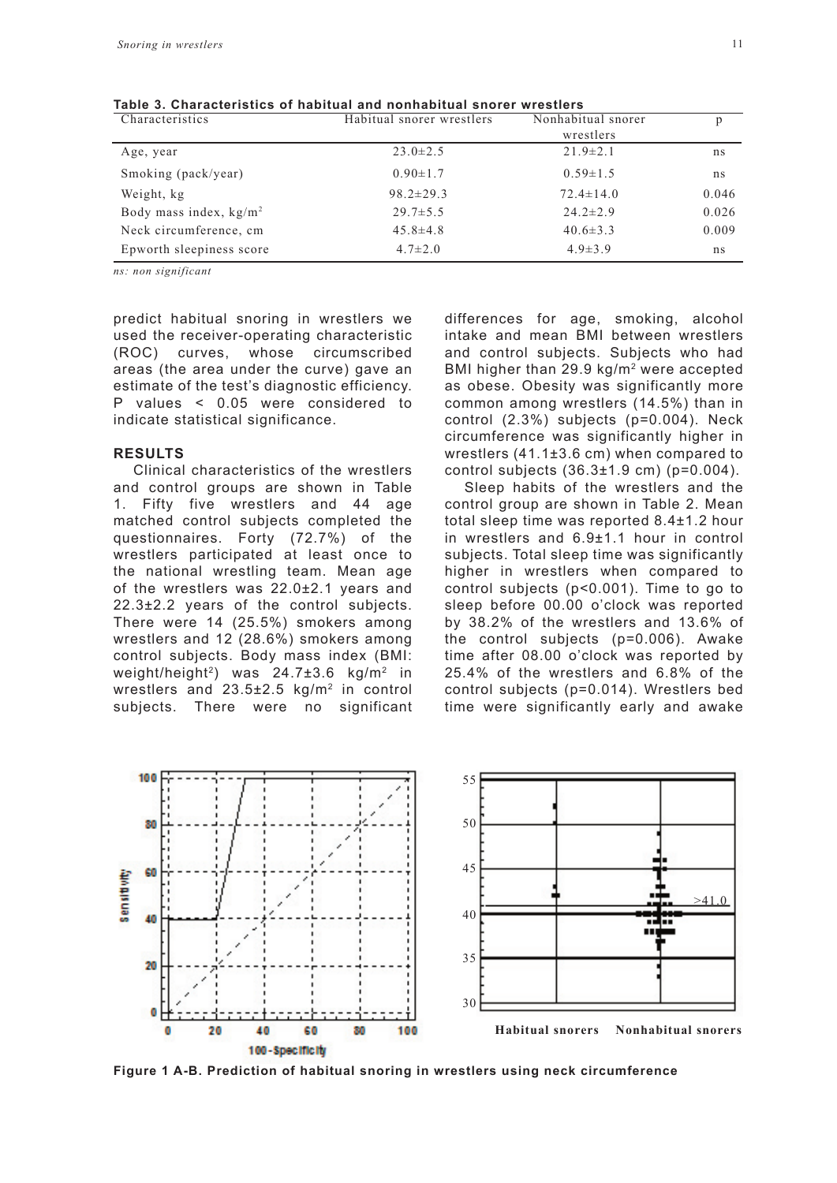**Table 3. Characteristics of habitual and nonhabitual snorer wrestlers**

| Characteristics | Habitual snorer wrestlers | Nonhabitual snorer wrestlers | p |
|---|---|---|---|
| Age, year | 23.0±2.5 | 21.9±2.1 | ns |
| Smoking (pack/year) | 0.90±1.7 | 0.59±1.5 | ns |
| Weight, kg | 98.2±29.3 | 72.4±14.0 | 0.046 |
| Body mass index, kg/m$^2$ | 29.7±5.5 | 24.2±2.9 | 0.026 |
| Neck circumference, cm | 45.8±4.8 | 40.6±3.3 | 0.009 |
| Epworth sleepiness score | 4.7±2.0 | 4.9±3.9 | ns |

*ns: non significant*

predict habitual snoring in wrestlers we used the receiver-operating characteristic (ROC) curves, whose circumscribed areas (the area under the curve) gave an estimate of the test's diagnostic efficiency. P values < 0.05 were considered to indicate statistical significance.

## RESULTS

Clinical characteristics of the wrestlers and control groups are shown in Table 1. Fifty five wrestlers and 44 age matched control subjects completed the questionnaires. Forty (72.7%) of the wrestlers participated at least once to the national wrestling team. Mean age of the wrestlers was 22.0±2.1 years and 22.3±2.2 years of the control subjects. There were 14 (25.5%) smokers among wrestlers and 12 (28.6%) smokers among control subjects. Body mass index (BMI: weight/height$^2$) was 24.7±3.6 kg/m$^2$ in wrestlers and 23.5±2.5 kg/m$^2$ in control subjects. There were no significant differences for age, smoking, alcohol intake and mean BMI between wrestlers and control subjects. Subjects who had BMI higher than 29.9 kg/m$^2$ were accepted as obese. Obesity was significantly more common among wrestlers (14.5%) than in control (2.3%) subjects (p=0.004). Neck circumference was significantly higher in wrestlers (41.1±3.6 cm) when compared to control subjects (36.3±1.9 cm) (p=0.004).

Sleep habits of the wrestlers and the control group are shown in Table 2. Mean total sleep time was reported 8.4±1.2 hour in wrestlers and 6.9±1.1 hour in control subjects. Total sleep time was significantly higher in wrestlers when compared to control subjects (p<0.001). Time to go to sleep before 00.00 o'clock was reported by 38.2% of the wrestlers and 13.6% of the control subjects (p=0.006). Awake time after 08.00 o'clock was reported by 25.4% of the wrestlers and 6.8% of the control subjects (p=0.014). Wrestlers bed time were significantly early and awake

**Figure 1 A-B. Prediction of habitual snoring in wrestlers using neck circumference**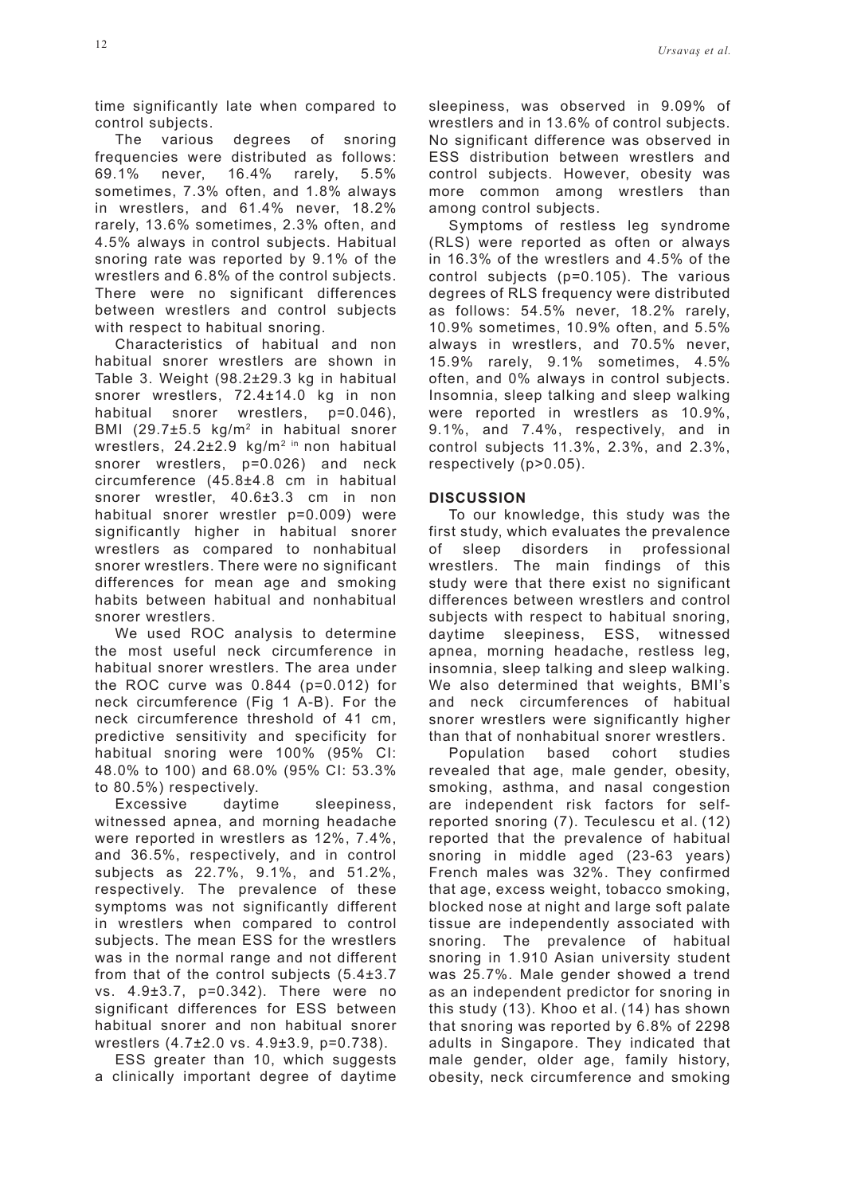time significantly late when compared to control subjects.

The various degrees of snoring frequencies were distributed as follows: 69.1% never, 16.4% rarely, 5.5% sometimes, 7.3% often, and 1.8% always in wrestlers, and 61.4% never, 18.2% rarely, 13.6% sometimes, 2.3% often, and 4.5% always in control subjects. Habitual snoring rate was reported by 9.1% of the wrestlers and 6.8% of the control subjects. There were no significant differences between wrestlers and control subjects with respect to habitual snoring.

Characteristics of habitual and non habitual snorer wrestlers are shown in Table 3. Weight (98.2±29.3 kg in habitual snorer wrestlers, 72.4±14.0 kg in non habitual snorer wrestlers, p=0.046), BMI (29.7±5.5 kg/m$^2$ in habitual snorer wrestlers, 24.2±2.9 kg/m$^2$ in non habitual snorer wrestlers, p=0.026) and neck circumference (45.8±4.8 cm in habitual snorer wrestler, 40.6±3.3 cm in non habitual snorer wrestler p=0.009) were significantly higher in habitual snorer wrestlers as compared to nonhabitual snorer wrestlers. There were no significant differences for mean age and smoking habits between habitual and nonhabitual snorer wrestlers.

We used ROC analysis to determine the most useful neck circumference in habitual snorer wrestlers. The area under the ROC curve was 0.844 (p=0.012) for neck circumference (Fig 1 A-B). For the neck circumference threshold of 41 cm, predictive sensitivity and specificity for habitual snoring were 100% (95% CI: 48.0% to 100) and 68.0% (95% CI: 53.3% to 80.5%) respectively.

Excessive daytime sleepiness, witnessed apnea, and morning headache were reported in wrestlers as 12%, 7.4%, and 36.5%, respectively, and in control subjects as 22.7%, 9.1%, and 51.2%, respectively. The prevalence of these symptoms was not significantly different in wrestlers when compared to control subjects. The mean ESS for the wrestlers was in the normal range and not different from that of the control subjects (5.4±3.7 vs. 4.9±3.7, p=0.342). There were no significant differences for ESS between habitual snorer and non habitual snorer wrestlers (4.7±2.0 vs. 4.9±3.9, p=0.738).

ESS greater than 10, which suggests a clinically important degree of daytime sleepiness, was observed in 9.09% of wrestlers and in 13.6% of control subjects. No significant difference was observed in ESS distribution between wrestlers and control subjects. However, obesity was more common among wrestlers than among control subjects.

Symptoms of restless leg syndrome (RLS) were reported as often or always in 16.3% of the wrestlers and 4.5% of the control subjects (p=0.105). The various degrees of RLS frequency were distributed as follows: 54.5% never, 18.2% rarely, 10.9% sometimes, 10.9% often, and 5.5% always in wrestlers, and 70.5% never, 15.9% rarely, 9.1% sometimes, 4.5% often, and 0% always in control subjects. Insomnia, sleep talking and sleep walking were reported in wrestlers as 10.9%, 9.1%, and 7.4%, respectively, and in control subjects 11.3%, 2.3%, and 2.3%, respectively (p>0.05).

## DISCUSSION

To our knowledge, this study was the first study, which evaluates the prevalence of sleep disorders in professional wrestlers. The main findings of this study were that there exist no significant differences between wrestlers and control subjects with respect to habitual snoring, daytime sleepiness, ESS, witnessed apnea, morning headache, restless leg, insomnia, sleep talking and sleep walking. We also determined that weights, BMI's and neck circumferences of habitual snorer wrestlers were significantly higher than that of nonhabitual snorer wrestlers.

Population based cohort studies revealed that age, male gender, obesity, smoking, asthma, and nasal congestion are independent risk factors for self-reported snoring (7). Teculescu et al. (12) reported that the prevalence of habitual snoring in middle aged (23-63 years) French males was 32%. They confirmed that age, excess weight, tobacco smoking, blocked nose at night and large soft palate tissue are independently associated with snoring. The prevalence of habitual snoring in 1.910 Asian university student was 25.7%. Male gender showed a trend as an independent predictor for snoring in this study (13). Khoo et al. (14) has shown that snoring was reported by 6.8% of 2298 adults in Singapore. They indicated that male gender, older age, family history, obesity, neck circumference and smoking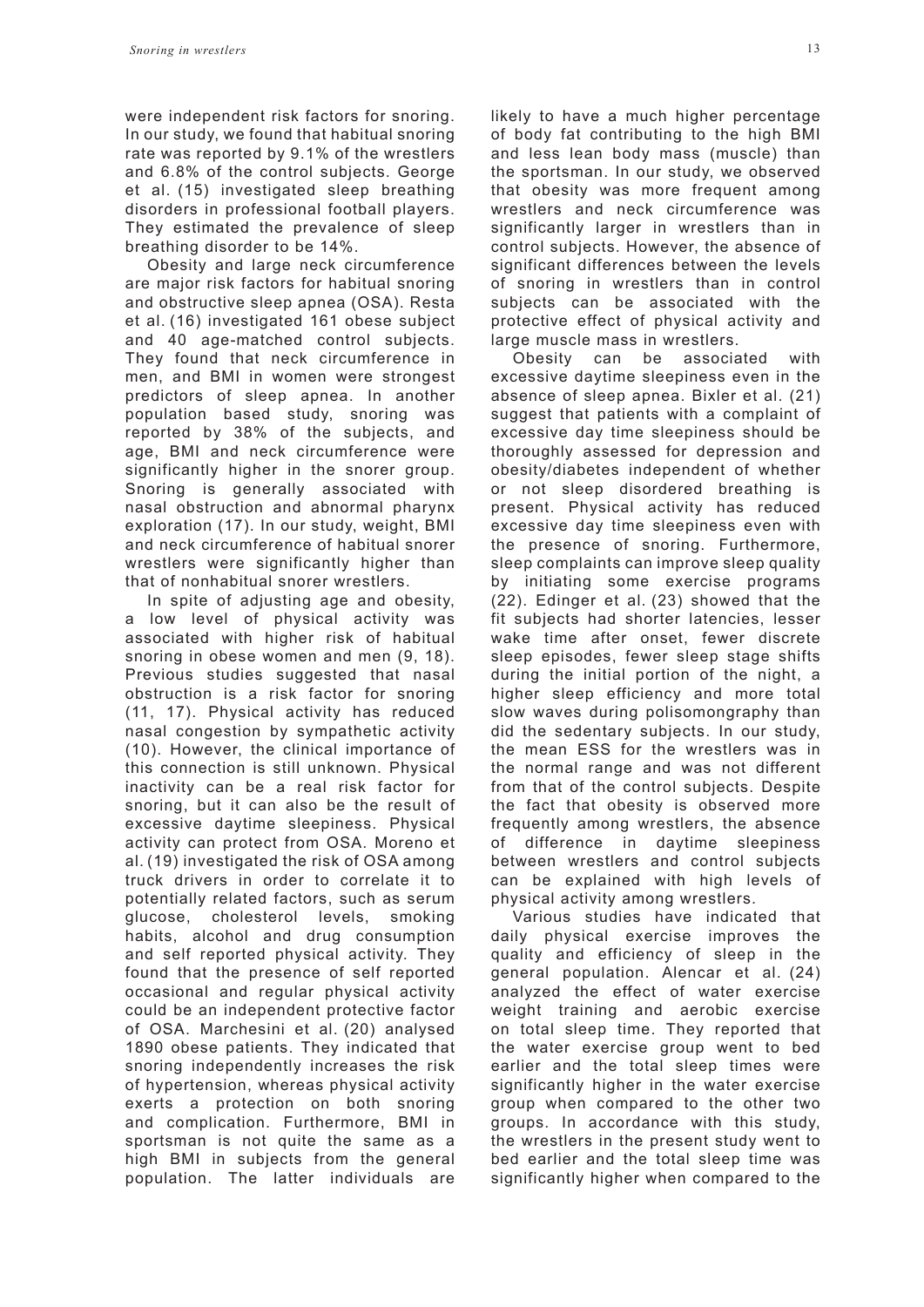were independent risk factors for snoring. In our study, we found that habitual snoring rate was reported by 9.1% of the wrestlers and 6.8% of the control subjects. George et al. (15) investigated sleep breathing disorders in professional football players. They estimated the prevalence of sleep breathing disorder to be 14%.

Obesity and large neck circumference are major risk factors for habitual snoring and obstructive sleep apnea (OSA). Resta et al. (16) investigated 161 obese subject and 40 age-matched control subjects. They found that neck circumference in men, and BMI in women were strongest predictors of sleep apnea. In another population based study, snoring was reported by 38% of the subjects, and age, BMI and neck circumference were significantly higher in the snorer group. Snoring is generally associated with nasal obstruction and abnormal pharynx exploration (17). In our study, weight, BMI and neck circumference of habitual snorer wrestlers were significantly higher than that of nonhabitual snorer wrestlers.

In spite of adjusting age and obesity, a low level of physical activity was associated with higher risk of habitual snoring in obese women and men (9, 18). Previous studies suggested that nasal obstruction is a risk factor for snoring (11, 17). Physical activity has reduced nasal congestion by sympathetic activity (10). However, the clinical importance of this connection is still unknown. Physical inactivity can be a real risk factor for snoring, but it can also be the result of excessive daytime sleepiness. Physical activity can protect from OSA. Moreno et al. (19) investigated the risk of OSA among truck drivers in order to correlate it to potentially related factors, such as serum glucose, cholesterol levels, smoking habits, alcohol and drug consumption and self reported physical activity. They found that the presence of self reported occasional and regular physical activity could be an independent protective factor of OSA. Marchesini et al. (20) analysed 1890 obese patients. They indicated that snoring independently increases the risk of hypertension, whereas physical activity exerts a protection on both snoring and complication. Furthermore, BMI in sportsman is not quite the same as a high BMI in subjects from the general population. The latter individuals are likely to have a much higher percentage of body fat contributing to the high BMI and less lean body mass (muscle) than the sportsman. In our study, we observed that obesity was more frequent among wrestlers and neck circumference was significantly larger in wrestlers than in control subjects. However, the absence of significant differences between the levels of snoring in wrestlers than in control subjects can be associated with the protective effect of physical activity and large muscle mass in wrestlers.

Obesity can be associated with excessive daytime sleepiness even in the absence of sleep apnea. Bixler et al. (21) suggest that patients with a complaint of excessive day time sleepiness should be thoroughly assessed for depression and obesity/diabetes independent of whether or not sleep disordered breathing is present. Physical activity has reduced excessive day time sleepiness even with the presence of snoring. Furthermore, sleep complaints can improve sleep quality by initiating some exercise programs (22). Edinger et al. (23) showed that the fit subjects had shorter latencies, lesser wake time after onset, fewer discrete sleep episodes, fewer sleep stage shifts during the initial portion of the night, a higher sleep efficiency and more total slow waves during polisomongraphy than did the sedentary subjects. In our study, the mean ESS for the wrestlers was in the normal range and was not different from that of the control subjects. Despite the fact that obesity is observed more frequently among wrestlers, the absence of difference in daytime sleepiness between wrestlers and control subjects can be explained with high levels of physical activity among wrestlers.

Various studies have indicated that daily physical exercise improves the quality and efficiency of sleep in the general population. Alencar et al. (24) analyzed the effect of water exercise weight training and aerobic exercise on total sleep time. They reported that the water exercise group went to bed earlier and the total sleep times were significantly higher in the water exercise group when compared to the other two groups. In accordance with this study, the wrestlers in the present study went to bed earlier and the total sleep time was significantly higher when compared to the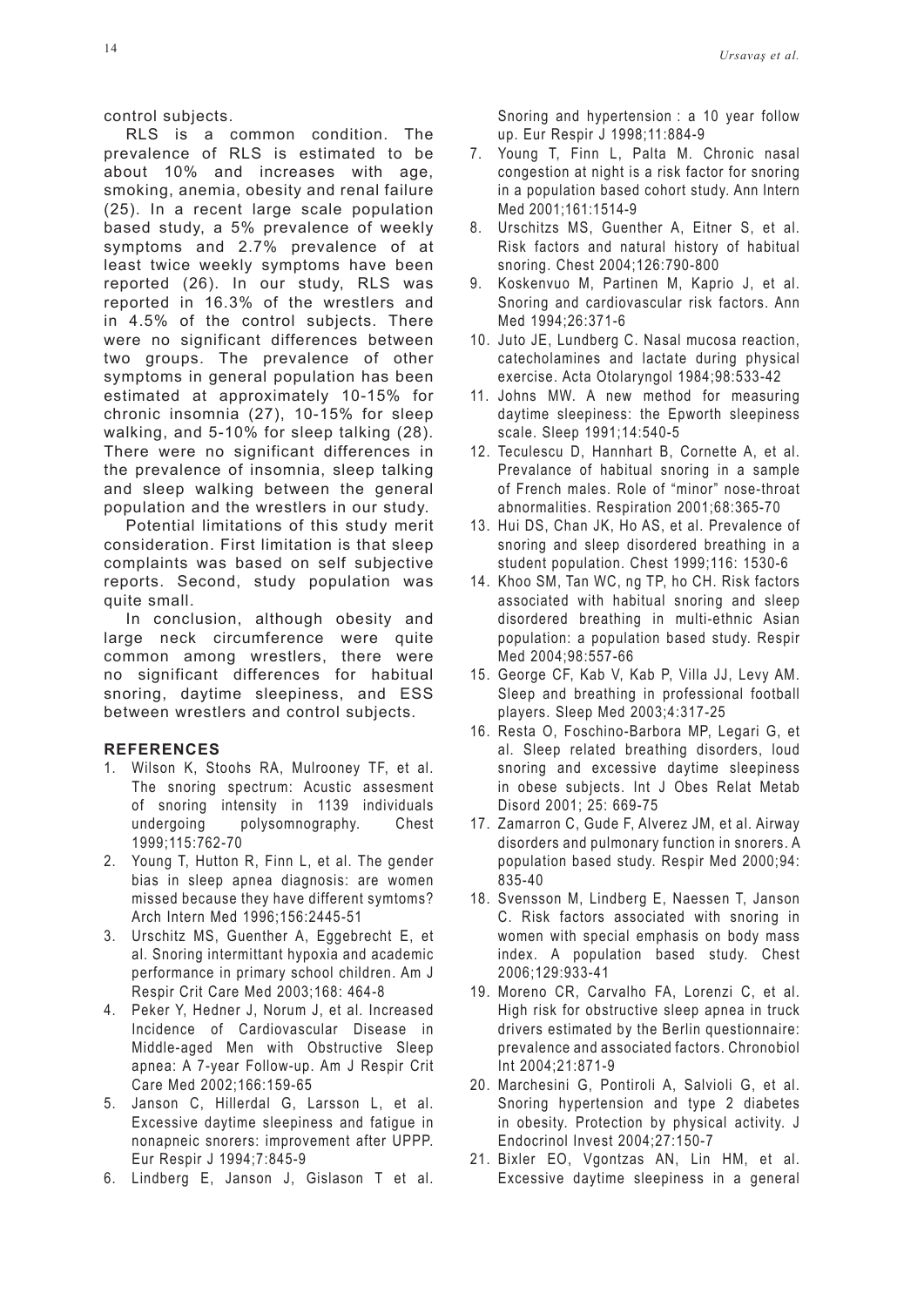control subjects.

RLS is a common condition. The prevalence of RLS is estimated to be about 10% and increases with age, smoking, anemia, obesity and renal failure (25). In a recent large scale population based study, a 5% prevalence of weekly symptoms and 2.7% prevalence of at least twice weekly symptoms have been reported (26). In our study, RLS was reported in 16.3% of the wrestlers and in 4.5% of the control subjects. There were no significant differences between two groups. The prevalence of other symptoms in general population has been estimated at approximately 10-15% for chronic insomnia (27), 10-15% for sleep walking, and 5-10% for sleep talking (28). There were no significant differences in the prevalence of insomnia, sleep talking and sleep walking between the general population and the wrestlers in our study.

Potential limitations of this study merit consideration. First limitation is that sleep complaints was based on self subjective reports. Second, study population was quite small.

In conclusion, although obesity and large neck circumference were quite common among wrestlers, there were no significant differences for habitual snoring, daytime sleepiness, and ESS between wrestlers and control subjects.

## REFERENCES

1. Wilson K, Stoohs RA, Mulrooney TF, et al. The snoring spectrum: Acustic assesment of snoring intensity in 1139 individuals undergoing polysomnography. Chest 1999;115:762-70
2. Young T, Hutton R, Finn L, et al. The gender bias in sleep apnea diagnosis: are women missed because they have different symtoms? Arch Intern Med 1996;156:2445-51
3. Urschitz MS, Guenther A, Eggebrecht E, et al. Snoring intermittant hypoxia and academic performance in primary school children. Am J Respir Crit Care Med 2003;168: 464-8
4. Peker Y, Hedner J, Norum J, et al. Increased Incidence of Cardiovascular Disease in Middle-aged Men with Obstructive Sleep apnea: A 7-year Follow-up. Am J Respir Crit Care Med 2002;166:159-65
5. Janson C, Hillerdal G, Larsson L, et al. Excessive daytime sleepiness and fatigue in nonapneic snorers: improvement after UPPP. Eur Respir J 1994;7:845-9
6. Lindberg E, Janson J, Gislason T et al. Snoring and hypertension : a 10 year follow up. Eur Respir J 1998;11:884-9
7. Young T, Finn L, Palta M. Chronic nasal congestion at night is a risk factor for snoring in a population based cohort study. Ann Intern Med 2001;161:1514-9
8. Urschitzs MS, Guenther A, Eitner S, et al. Risk factors and natural history of habitual snoring. Chest 2004;126:790-800
9. Koskenvuo M, Partinen M, Kaprio J, et al. Snoring and cardiovascular risk factors. Ann Med 1994;26:371-6
10. Juto JE, Lundberg C. Nasal mucosa reaction, catecholamines and lactate during physical exercise. Acta Otolaryngol 1984;98:533-42
11. Johns MW. A new method for measuring daytime sleepiness: the Epworth sleepiness scale. Sleep 1991;14:540-5
12. Teculescu D, Hannhart B, Cornette A, et al. Prevalance of habitual snoring in a sample of French males. Role of "minor" nose-throat abnormalities. Respiration 2001;68:365-70
13. Hui DS, Chan JK, Ho AS, et al. Prevalence of snoring and sleep disordered breathing in a student population. Chest 1999;116: 1530-6
14. Khoo SM, Tan WC, ng TP, ho CH. Risk factors associated with habitual snoring and sleep disordered breathing in multi-ethnic Asian population: a population based study. Respir Med 2004;98:557-66
15. George CF, Kab V, Kab P, Villa JJ, Levy AM. Sleep and breathing in professional football players. Sleep Med 2003;4:317-25
16. Resta O, Foschino-Barbora MP, Legari G, et al. Sleep related breathing disorders, loud snoring and excessive daytime sleepiness in obese subjects. Int J Obes Relat Metab Disord 2001; 25: 669-75
17. Zamarron C, Gude F, Alverez JM, et al. Airway disorders and pulmonary function in snorers. A population based study. Respir Med 2000;94: 835-40
18. Svensson M, Lindberg E, Naessen T, Janson C. Risk factors associated with snoring in women with special emphasis on body mass index. A population based study. Chest 2006;129:933-41
19. Moreno CR, Carvalho FA, Lorenzi C, et al. High risk for obstructive sleep apnea in truck drivers estimated by the Berlin questionnaire: prevalence and associated factors. Chronobiol Int 2004;21:871-9
20. Marchesini G, Pontiroli A, Salvioli G, et al. Snoring hypertension and type 2 diabetes in obesity. Protection by physical activity. J Endocrinol Invest 2004;27:150-7
21. Bixler EO, Vgontzas AN, Lin HM, et al. Excessive daytime sleepiness in a general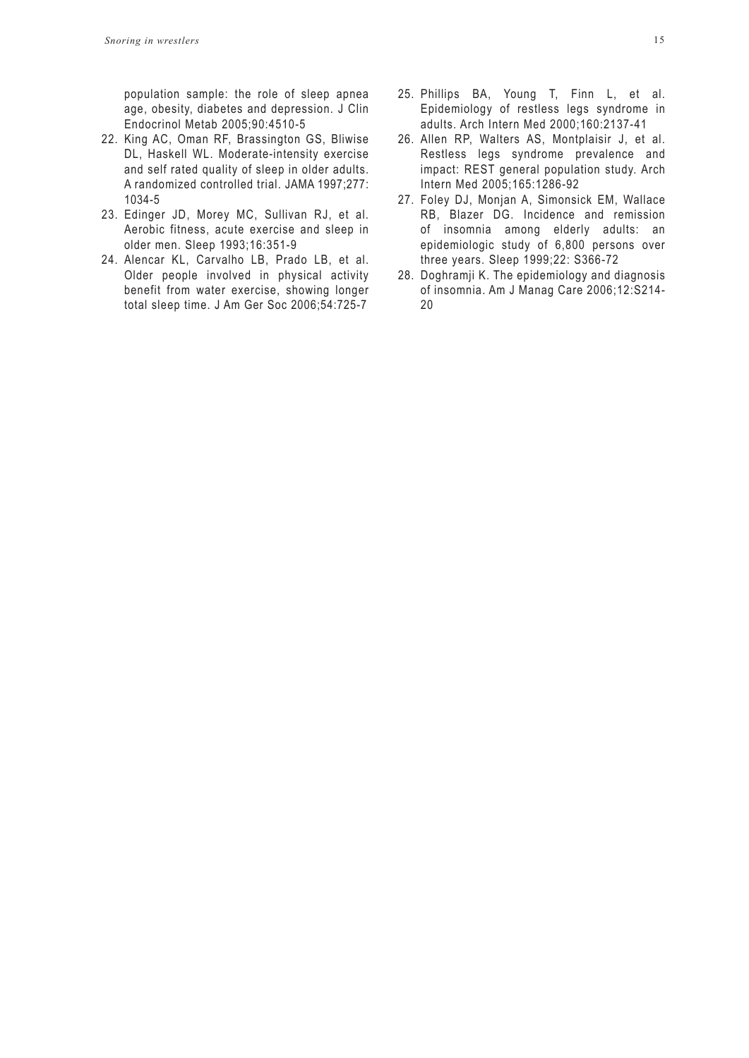population sample: the role of sleep apnea age, obesity, diabetes and depression. J Clin Endocrinol Metab 2005;90:4510-5

22. King AC, Oman RF, Brassington GS, Bliwise DL, Haskell WL. Moderate-intensity exercise and self rated quality of sleep in older adults. A randomized controlled trial. JAMA 1997;277: 1034-5
23. Edinger JD, Morey MC, Sullivan RJ, et al. Aerobic fitness, acute exercise and sleep in older men. Sleep 1993;16:351-9
24. Alencar KL, Carvalho LB, Prado LB, et al. Older people involved in physical activity benefit from water exercise, showing longer total sleep time. J Am Ger Soc 2006;54:725-7
25. Phillips BA, Young T, Finn L, et al. Epidemiology of restless legs syndrome in adults. Arch Intern Med 2000;160:2137-41
26. Allen RP, Walters AS, Montplaisir J, et al. Restless legs syndrome prevalence and impact: REST general population study. Arch Intern Med 2005;165:1286-92
27. Foley DJ, Monjan A, Simonsick EM, Wallace RB, Blazer DG. Incidence and remission of insomnia among elderly adults: an epidemiologic study of 6,800 persons over three years. Sleep 1999;22: S366-72
28. Doghramji K. The epidemiology and diagnosis of insomnia. Am J Manag Care 2006;12:S214-20